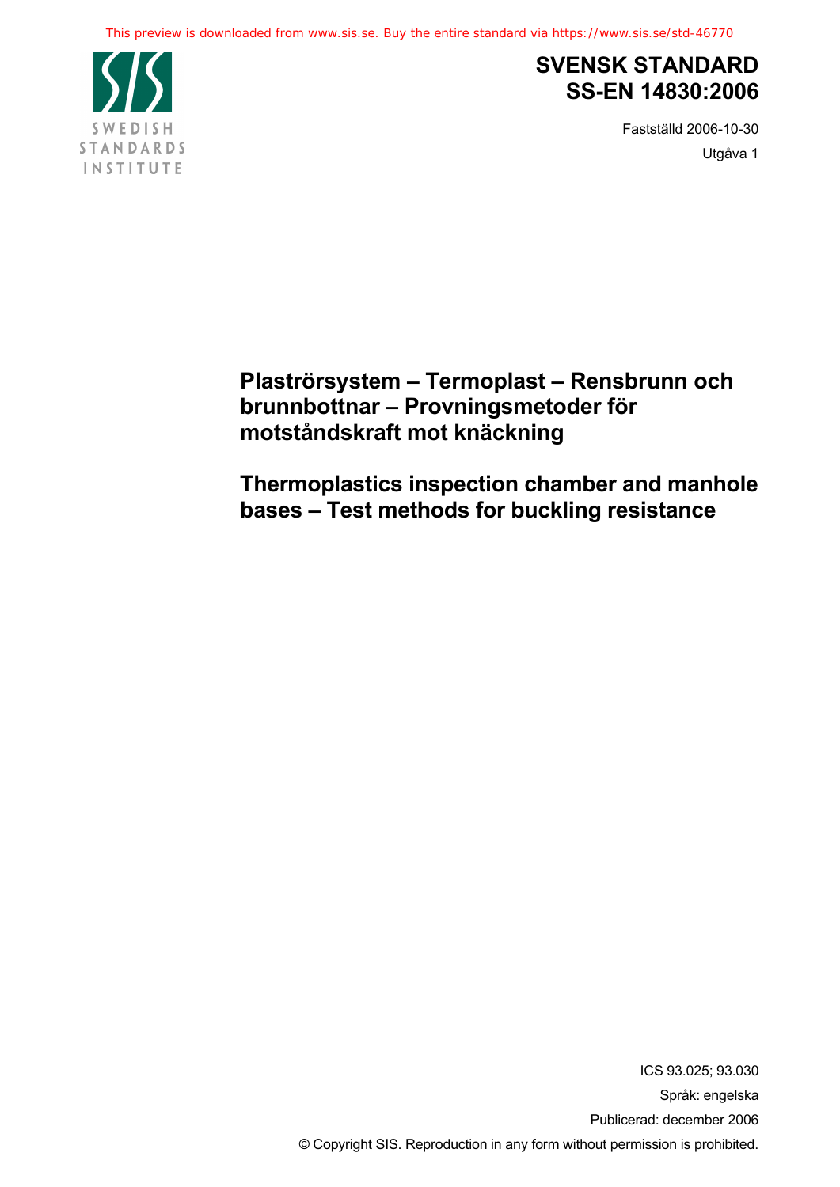This preview is downloaded from www.sis.se. Buy the entire standard via https://www.sis.se/std-46770

SWEDISH STANDARDS INSTITUTE

# SVENSK STANDARD
# SS-EN 14830:2006

Fastställd 2006-10-30

Utgåva 1

## Plaströrsystem – Termoplast – Rensbrunn och brunnbottnar – Provningsmetoder för motståndskraft mot knäckning

## Thermoplastics inspection chamber and manhole bases – Test methods for buckling resistance

ICS 93.025; 93.030

Språk: engelska

Publicerad: december 2006

© Copyright SIS. Reproduction in any form without permission is prohibited.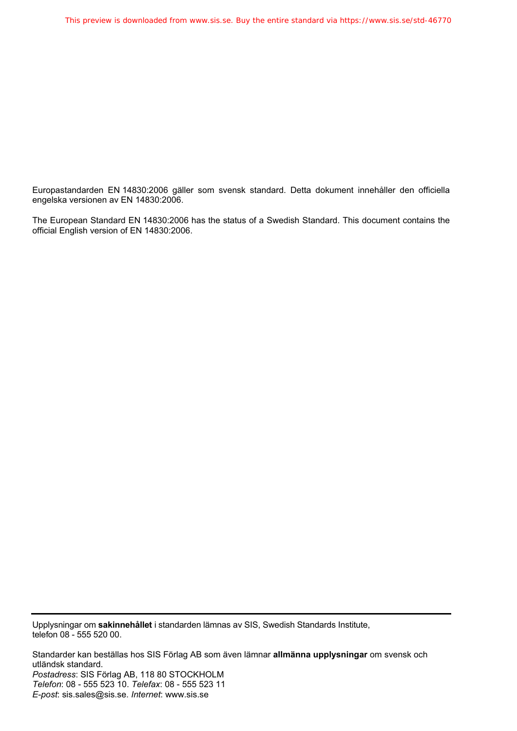Europastandarden EN 14830:2006 gäller som svensk standard. Detta dokument innehåller den officiella engelska versionen av EN 14830:2006.

The European Standard EN 14830:2006 has the status of a Swedish Standard. This document contains the official English version of EN 14830:2006.

---

Upplysningar om **sakinnehållet** i standarden lämnas av SIS, Swedish Standards Institute, telefon 08 - 555 520 00.

Standarder kan beställas hos SIS Förlag AB som även lämnar **allmänna upplysningar** om svensk och utländsk standard.
*Postadress*: SIS Förlag AB, 118 80 STOCKHOLM
*Telefon*: 08 - 555 523 10. *Telefax*: 08 - 555 523 11
*E-post*: sis.sales@sis.se. *Internet*: www.sis.se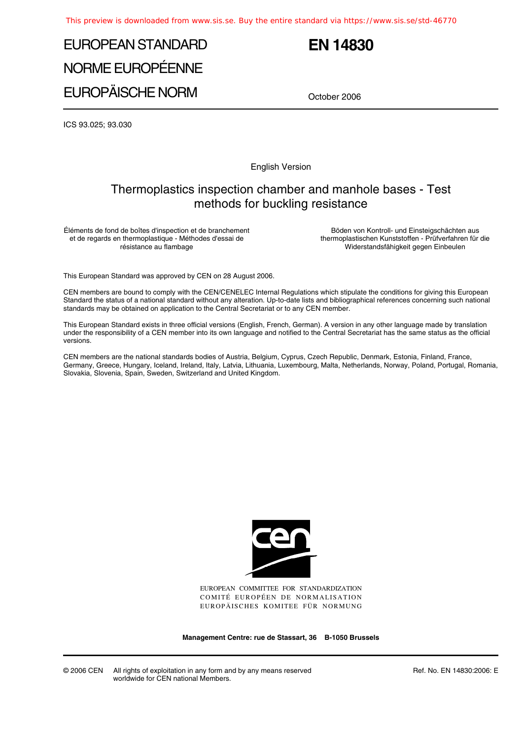EUROPEAN STANDARD

NORME EUROPÉENNE

EUROPÄISCHE NORM

# EN 14830

October 2006

ICS 93.025; 93.030

English Version

## Thermoplastics inspection chamber and manhole bases - Test methods for buckling resistance

Éléments de fond de boîtes d'inspection et de branchement et de regards en thermoplastique - Méthodes d'essai de résistance au flambage

Böden von Kontroll- und Einsteigschächten aus thermoplastischen Kunststoffen - Prüfverfahren für die Widerstandsfähigkeit gegen Einbeulen

This European Standard was approved by CEN on 28 August 2006.

CEN members are bound to comply with the CEN/CENELEC Internal Regulations which stipulate the conditions for giving this European Standard the status of a national standard without any alteration. Up-to-date lists and bibliographical references concerning such national standards may be obtained on application to the Central Secretariat or to any CEN member.

This European Standard exists in three official versions (English, French, German). A version in any other language made by translation under the responsibility of a CEN member into its own language and notified to the Central Secretariat has the same status as the official versions.

CEN members are the national standards bodies of Austria, Belgium, Cyprus, Czech Republic, Denmark, Estonia, Finland, France, Germany, Greece, Hungary, Iceland, Ireland, Italy, Latvia, Lithuania, Luxembourg, Malta, Netherlands, Norway, Poland, Portugal, Romania, Slovakia, Slovenia, Spain, Sweden, Switzerland and United Kingdom.

EUROPEAN COMMITTEE FOR STANDARDIZATION
COMITÉ EUROPÉEN DE NORMALISATION
EUROPÄISCHES KOMITEE FÜR NORMUNG

**Management Centre: rue de Stassart, 36 B-1050 Brussels**

© 2006 CEN All rights of exploitation in any form and by any means reserved worldwide for CEN national Members.

Ref. No. EN 14830:2006: E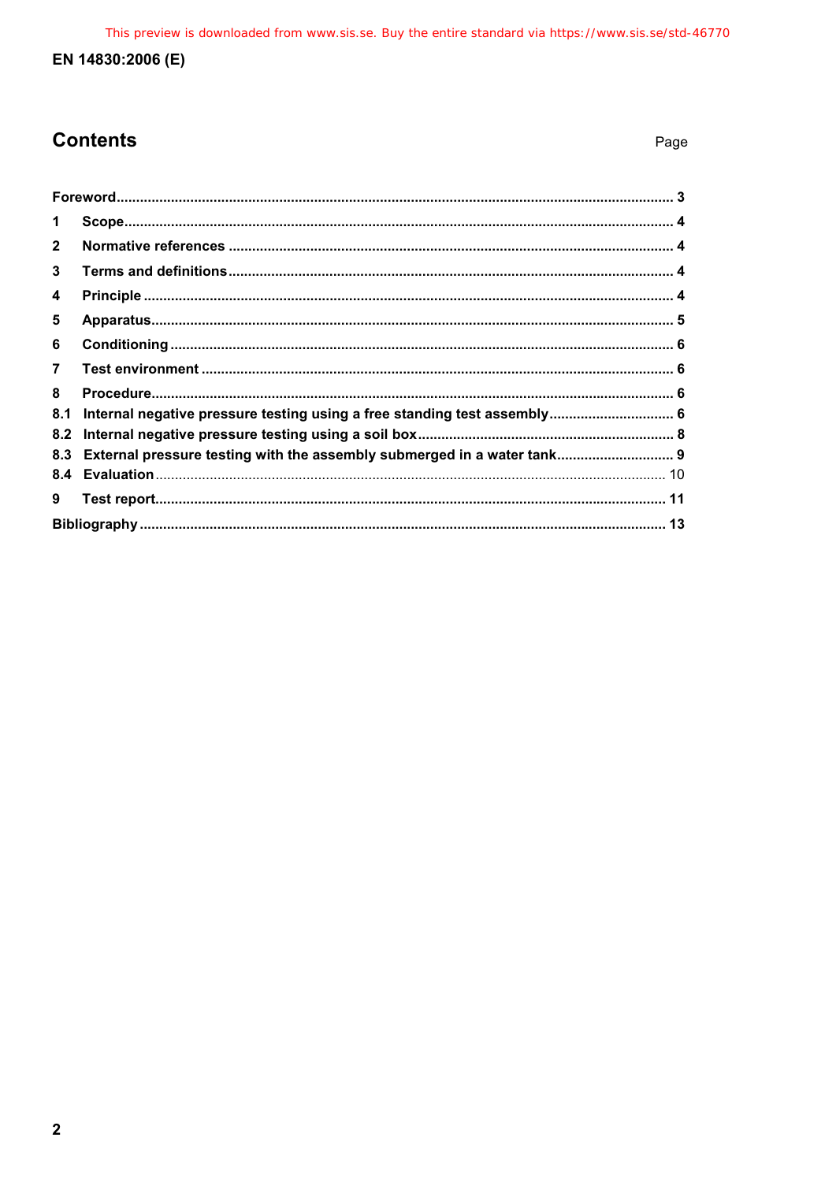# Contents

| | Page |
|---|---|
| **Foreword** | **3** |
| **1 Scope** | **4** |
| **2 Normative references** | **4** |
| **3 Terms and definitions** | **4** |
| **4 Principle** | **4** |
| **5 Apparatus** | **5** |
| **6 Conditioning** | **6** |
| **7 Test environment** | **6** |
| **8 Procedure** | **6** |
| **8.1 Internal negative pressure testing using a free standing test assembly** | **6** |
| **8.2 Internal negative pressure testing using a soil box** | **8** |
| **8.3 External pressure testing with the assembly submerged in a water tank** | **9** |
| **8.4 Evaluation** | 10 |
| **9 Test report** | **11** |
| **Bibliography** | **13** |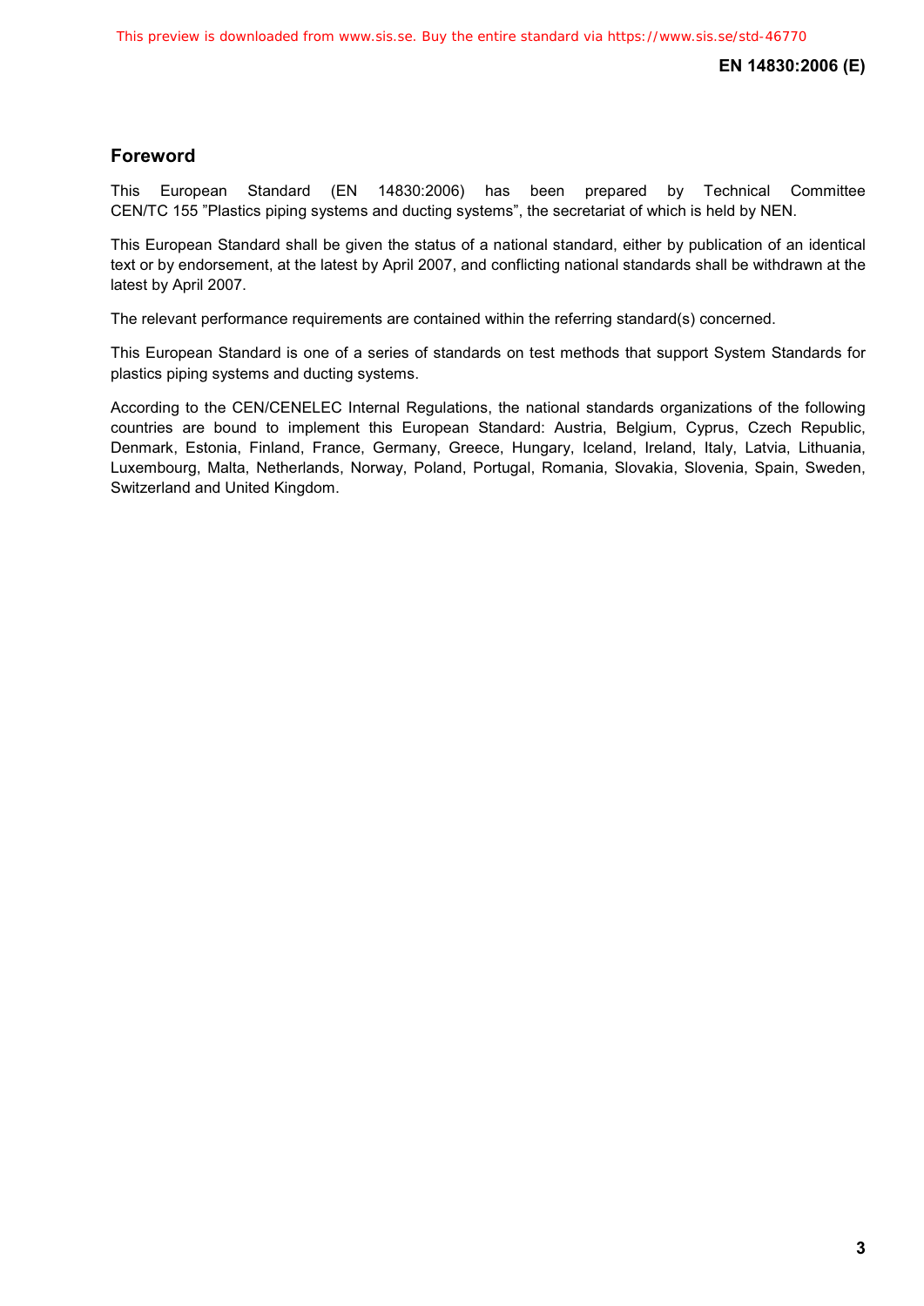## Foreword

This European Standard (EN 14830:2006) has been prepared by Technical Committee CEN/TC 155 ”Plastics piping systems and ducting systems”, the secretariat of which is held by NEN.

This European Standard shall be given the status of a national standard, either by publication of an identical text or by endorsement, at the latest by April 2007, and conflicting national standards shall be withdrawn at the latest by April 2007.

The relevant performance requirements are contained within the referring standard(s) concerned.

This European Standard is one of a series of standards on test methods that support System Standards for plastics piping systems and ducting systems.

According to the CEN/CENELEC Internal Regulations, the national standards organizations of the following countries are bound to implement this European Standard: Austria, Belgium, Cyprus, Czech Republic, Denmark, Estonia, Finland, France, Germany, Greece, Hungary, Iceland, Ireland, Italy, Latvia, Lithuania, Luxembourg, Malta, Netherlands, Norway, Poland, Portugal, Romania, Slovakia, Slovenia, Spain, Sweden, Switzerland and United Kingdom.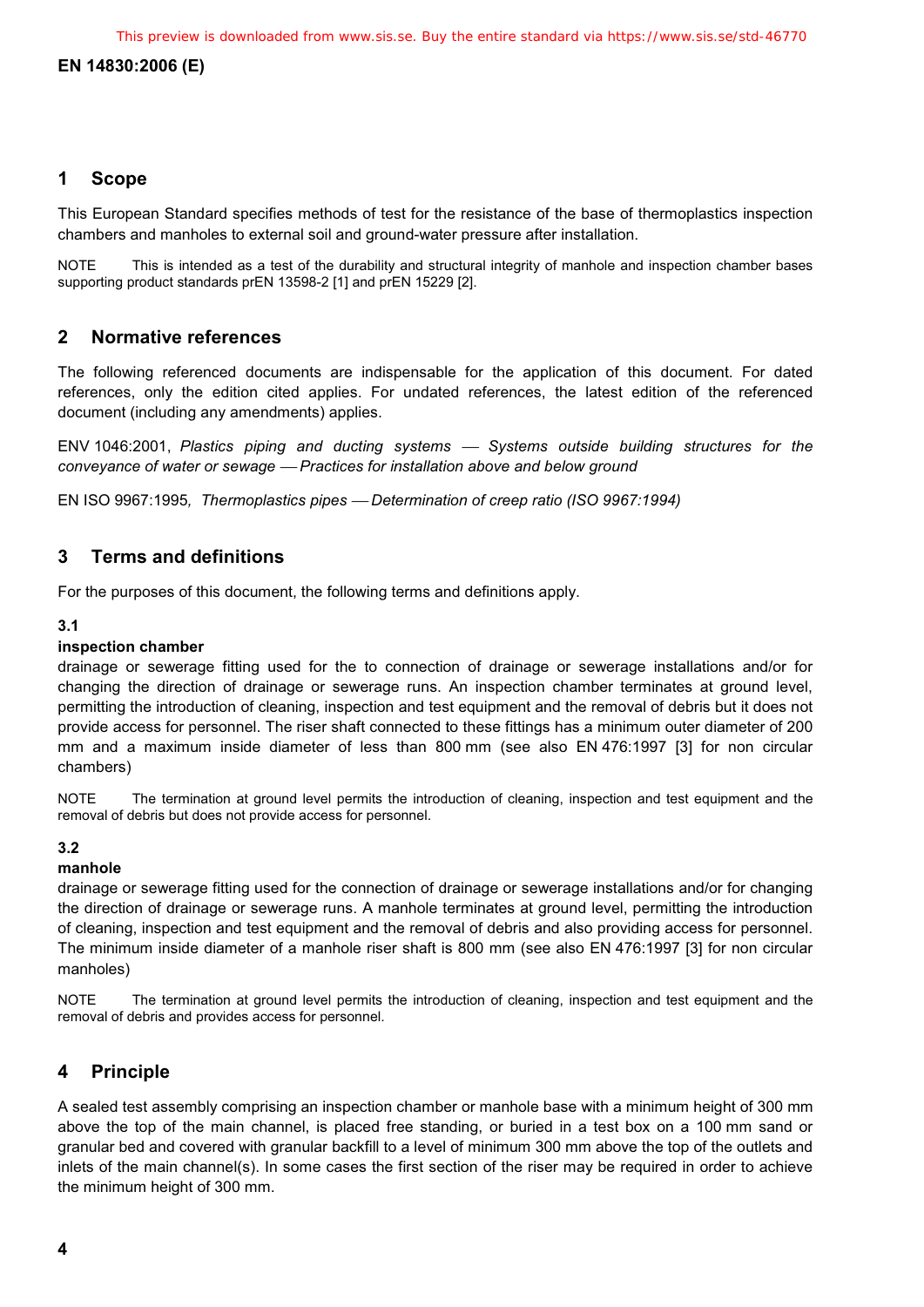## 1 Scope

This European Standard specifies methods of test for the resistance of the base of thermoplastics inspection chambers and manholes to external soil and ground-water pressure after installation.

NOTE This is intended as a test of the durability and structural integrity of manhole and inspection chamber bases supporting product standards prEN 13598-2 [1] and prEN 15229 [2].

## 2 Normative references

The following referenced documents are indispensable for the application of this document. For dated references, only the edition cited applies. For undated references, the latest edition of the referenced document (including any amendments) applies.

ENV 1046:2001, *Plastics piping and ducting systems — Systems outside building structures for the conveyance of water or sewage — Practices for installation above and below ground*

EN ISO 9967:1995, *Thermoplastics pipes — Determination of creep ratio (ISO 9967:1994)*

## 3 Terms and definitions

For the purposes of this document, the following terms and definitions apply.

### 3.1

**inspection chamber**

drainage or sewerage fitting used for the to connection of drainage or sewerage installations and/or for changing the direction of drainage or sewerage runs. An inspection chamber terminates at ground level, permitting the introduction of cleaning, inspection and test equipment and the removal of debris but it does not provide access for personnel. The riser shaft connected to these fittings has a minimum outer diameter of 200 mm and a maximum inside diameter of less than 800 mm (see also EN 476:1997 [3] for non circular chambers)

NOTE The termination at ground level permits the introduction of cleaning, inspection and test equipment and the removal of debris but does not provide access for personnel.

### 3.2

**manhole**

drainage or sewerage fitting used for the connection of drainage or sewerage installations and/or for changing the direction of drainage or sewerage runs. A manhole terminates at ground level, permitting the introduction of cleaning, inspection and test equipment and the removal of debris and also providing access for personnel. The minimum inside diameter of a manhole riser shaft is 800 mm (see also EN 476:1997 [3] for non circular manholes)

NOTE The termination at ground level permits the introduction of cleaning, inspection and test equipment and the removal of debris and provides access for personnel.

## 4 Principle

A sealed test assembly comprising an inspection chamber or manhole base with a minimum height of 300 mm above the top of the main channel, is placed free standing, or buried in a test box on a 100 mm sand or granular bed and covered with granular backfill to a level of minimum 300 mm above the top of the outlets and inlets of the main channel(s). In some cases the first section of the riser may be required in order to achieve the minimum height of 300 mm.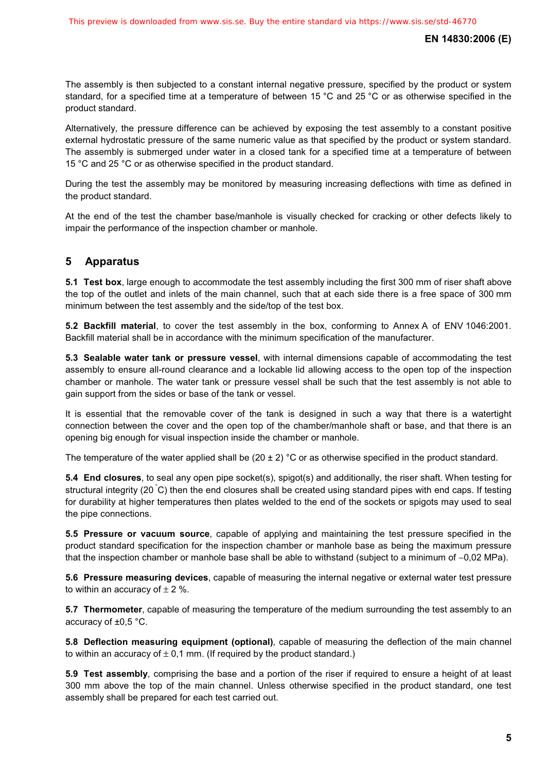The assembly is then subjected to a constant internal negative pressure, specified by the product or system standard, for a specified time at a temperature of between 15 °C and 25 °C or as otherwise specified in the product standard.

Alternatively, the pressure difference can be achieved by exposing the test assembly to a constant positive external hydrostatic pressure of the same numeric value as that specified by the product or system standard. The assembly is submerged under water in a closed tank for a specified time at a temperature of between 15 °C and 25 °C or as otherwise specified in the product standard.

During the test the assembly may be monitored by measuring increasing deflections with time as defined in the product standard.

At the end of the test the chamber base/manhole is visually checked for cracking or other defects likely to impair the performance of the inspection chamber or manhole.

## 5 Apparatus

**5.1 Test box**, large enough to accommodate the test assembly including the first 300 mm of riser shaft above the top of the outlet and inlets of the main channel, such that at each side there is a free space of 300 mm minimum between the test assembly and the side/top of the test box.

**5.2 Backfill material**, to cover the test assembly in the box, conforming to Annex A of ENV 1046:2001. Backfill material shall be in accordance with the minimum specification of the manufacturer.

**5.3 Sealable water tank or pressure vessel**, with internal dimensions capable of accommodating the test assembly to ensure all-round clearance and a lockable lid allowing access to the open top of the inspection chamber or manhole. The water tank or pressure vessel shall be such that the test assembly is not able to gain support from the sides or base of the tank or vessel.

It is essential that the removable cover of the tank is designed in such a way that there is a watertight connection between the cover and the open top of the chamber/manhole shaft or base, and that there is an opening big enough for visual inspection inside the chamber or manhole.

The temperature of the water applied shall be (20 ± 2) °C or as otherwise specified in the product standard.

**5.4 End closures**, to seal any open pipe socket(s), spigot(s) and additionally, the riser shaft. When testing for structural integrity (20 °C) then the end closures shall be created using standard pipes with end caps. If testing for durability at higher temperatures then plates welded to the end of the sockets or spigots may used to seal the pipe connections.

**5.5 Pressure or vacuum source**, capable of applying and maintaining the test pressure specified in the product standard specification for the inspection chamber or manhole base as being the maximum pressure that the inspection chamber or manhole base shall be able to withstand (subject to a minimum of −0,02 MPa).

**5.6 Pressure measuring devices**, capable of measuring the internal negative or external water test pressure to within an accuracy of ± 2 %.

**5.7 Thermometer**, capable of measuring the temperature of the medium surrounding the test assembly to an accuracy of ±0,5 °C.

**5.8 Deflection measuring equipment (optional)***,* capable of measuring the deflection of the main channel to within an accuracy of ± 0,1 mm. (If required by the product standard.)

**5.9 Test assembly***,* comprising the base and a portion of the riser if required to ensure a height of at least 300 mm above the top of the main channel. Unless otherwise specified in the product standard, one test assembly shall be prepared for each test carried out.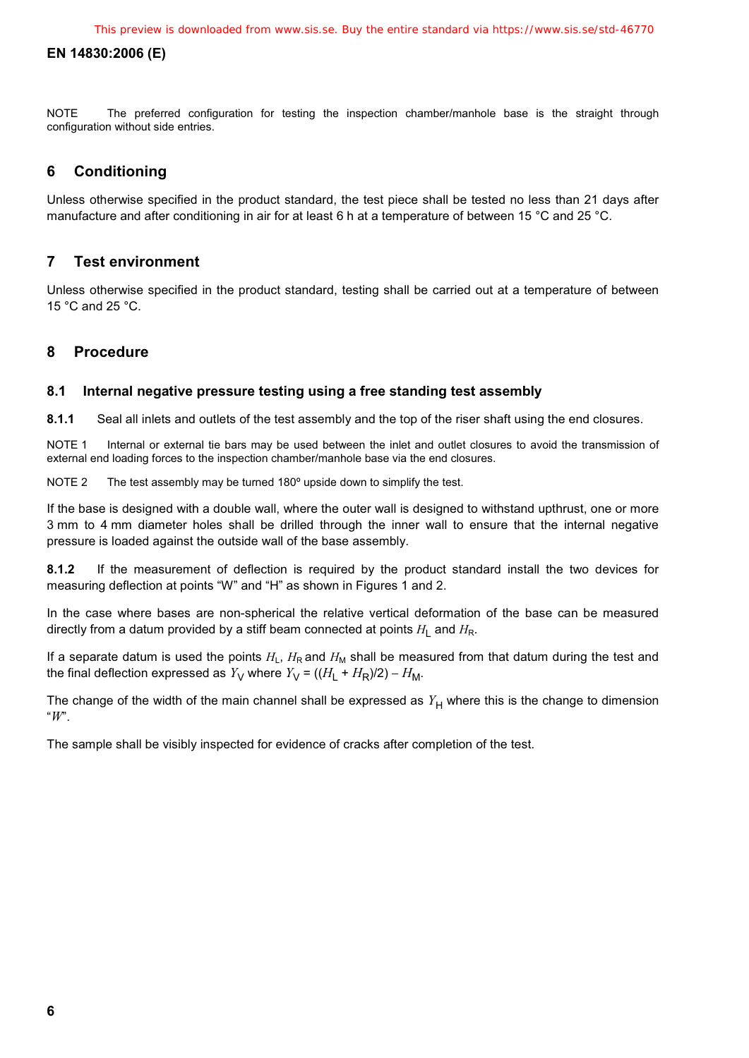NOTE The preferred configuration for testing the inspection chamber/manhole base is the straight through configuration without side entries.

## 6 Conditioning

Unless otherwise specified in the product standard, the test piece shall be tested no less than 21 days after manufacture and after conditioning in air for at least 6 h at a temperature of between 15 °C and 25 °C.

## 7 Test environment

Unless otherwise specified in the product standard, testing shall be carried out at a temperature of between 15 °C and 25 °C.

## 8 Procedure

### 8.1 Internal negative pressure testing using a free standing test assembly

**8.1.1** Seal all inlets and outlets of the test assembly and the top of the riser shaft using the end closures.

NOTE 1 Internal or external tie bars may be used between the inlet and outlet closures to avoid the transmission of external end loading forces to the inspection chamber/manhole base via the end closures.

NOTE 2 The test assembly may be turned 180º upside down to simplify the test.

If the base is designed with a double wall, where the outer wall is designed to withstand upthrust, one or more 3 mm to 4 mm diameter holes shall be drilled through the inner wall to ensure that the internal negative pressure is loaded against the outside wall of the base assembly.

**8.1.2** If the measurement of deflection is required by the product standard install the two devices for measuring deflection at points "W" and "H" as shown in Figures 1 and 2.

In the case where bases are non-spherical the relative vertical deformation of the base can be measured directly from a datum provided by a stiff beam connected at points $H_L$ and $H_R$.

If a separate datum is used the points $H_L$, $H_R$ and $H_M$ shall be measured from that datum during the test and the final deflection expressed as $Y_V$ where $Y_V = ((H_L + H_R)/2) - H_M$.

The change of the width of the main channel shall be expressed as $Y_H$ where this is the change to dimension "$W$".

The sample shall be visibly inspected for evidence of cracks after completion of the test.